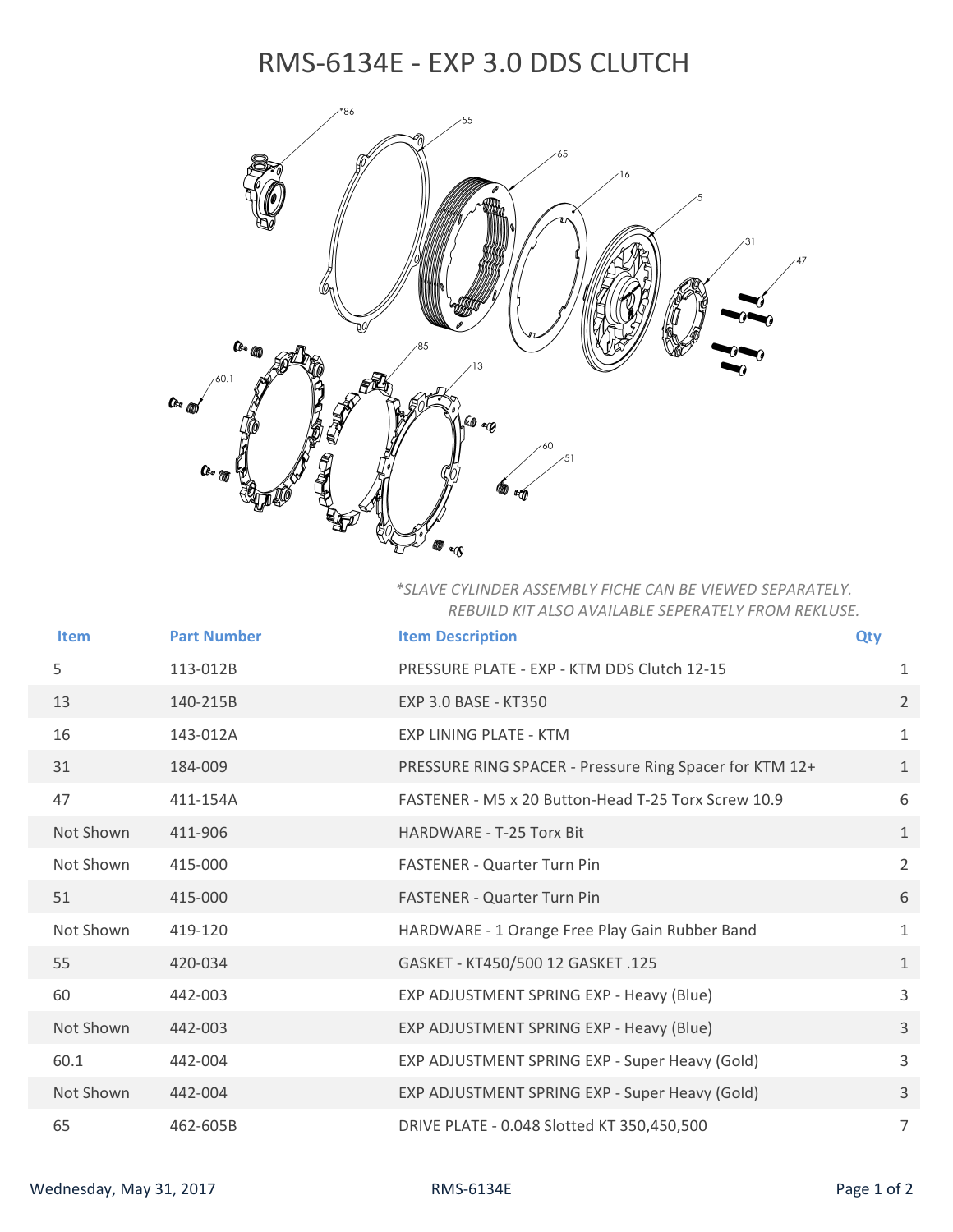# RMS-6134E - EXP 3.0 DDS CLUTCH

*\*SLAVE CYLINDER ASSEMBLY FICHE CAN BE VIEWED SEPARATELY. REBUILD KIT ALSO AVAILABLE SEPERATELY FROM REKLUSE.*

| Item | Part Number | Item Description | Qty |
|---|---|---|---|
| 5 | 113-012B | PRESSURE PLATE - EXP - KTM DDS Clutch 12-15 | 1 |
| 13 | 140-215B | EXP 3.0 BASE - KT350 | 2 |
| 16 | 143-012A | EXP LINING PLATE - KTM | 1 |
| 31 | 184-009 | PRESSURE RING SPACER - Pressure Ring Spacer for KTM 12+ | 1 |
| 47 | 411-154A | FASTENER - M5 x 20 Button-Head T-25 Torx Screw 10.9 | 6 |
| Not Shown | 411-906 | HARDWARE - T-25 Torx Bit | 1 |
| Not Shown | 415-000 | FASTENER - Quarter Turn Pin | 2 |
| 51 | 415-000 | FASTENER - Quarter Turn Pin | 6 |
| Not Shown | 419-120 | HARDWARE - 1 Orange Free Play Gain Rubber Band | 1 |
| 55 | 420-034 | GASKET - KT450/500 12 GASKET .125 | 1 |
| 60 | 442-003 | EXP ADJUSTMENT SPRING EXP - Heavy (Blue) | 3 |
| Not Shown | 442-003 | EXP ADJUSTMENT SPRING EXP - Heavy (Blue) | 3 |
| 60.1 | 442-004 | EXP ADJUSTMENT SPRING EXP - Super Heavy (Gold) | 3 |
| Not Shown | 442-004 | EXP ADJUSTMENT SPRING EXP - Super Heavy (Gold) | 3 |
| 65 | 462-605B | DRIVE PLATE - 0.048 Slotted KT 350,450,500 | 7 |

Wednesday, May 31, 2017 RMS-6134E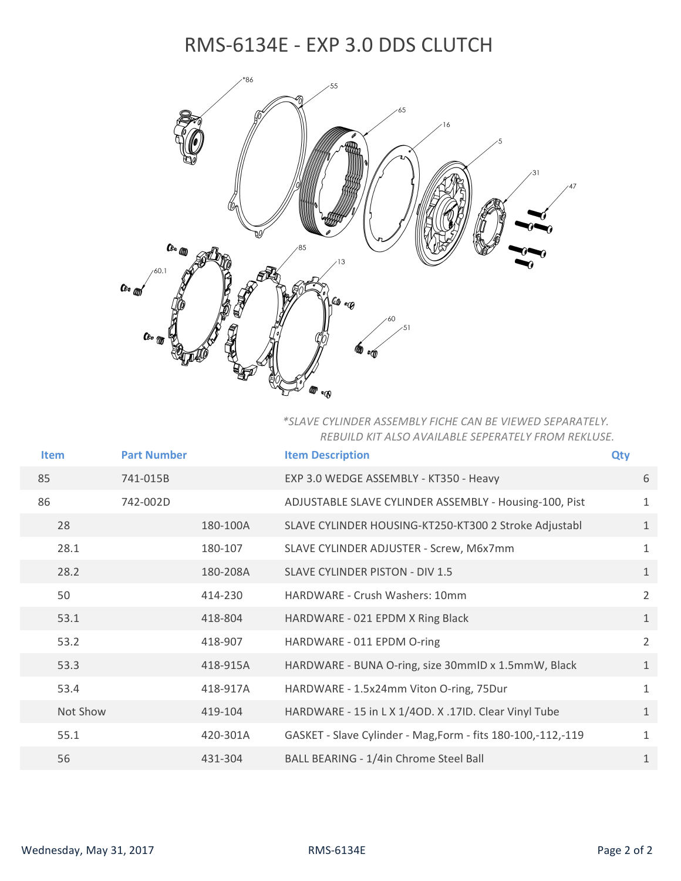# RMS-6134E - EXP 3.0 DDS CLUTCH

*86
55
65
16
5
31
47
60.1
85
13
60
51

*\*SLAVE CYLINDER ASSEMBLY FICHE CAN BE VIEWED SEPARATELY.*
*REBUILD KIT ALSO AVAILABLE SEPERATELY FROM REKLUSE.*

| Item | Part Number | | Item Description | Qty |
|---|---|---|---|---|
| 85 | 741-015B | | EXP 3.0 WEDGE ASSEMBLY - KT350 - Heavy | 6 |
| 86 | 742-002D | | ADJUSTABLE SLAVE CYLINDER ASSEMBLY - Housing-100, Pist | 1 |
| 28 | | 180-100A | SLAVE CYLINDER HOUSING-KT250-KT300 2 Stroke Adjustabl | 1 |
| 28.1 | | 180-107 | SLAVE CYLINDER ADJUSTER - Screw, M6x7mm | 1 |
| 28.2 | | 180-208A | SLAVE CYLINDER PISTON - DIV 1.5 | 1 |
| 50 | | 414-230 | HARDWARE - Crush Washers: 10mm | 2 |
| 53.1 | | 418-804 | HARDWARE - 021 EPDM X Ring Black | 1 |
| 53.2 | | 418-907 | HARDWARE - 011 EPDM O-ring | 2 |
| 53.3 | | 418-915A | HARDWARE - BUNA O-ring, size 30mmID x 1.5mmW, Black | 1 |
| 53.4 | | 418-917A | HARDWARE - 1.5x24mm Viton O-ring, 75Dur | 1 |
| Not Show | | 419-104 | HARDWARE - 15 in L X 1/4OD. X .17ID. Clear Vinyl Tube | 1 |
| 55.1 | | 420-301A | GASKET - Slave Cylinder - Mag,Form - fits 180-100,-112,-119 | 1 |
| 56 | | 431-304 | BALL BEARING - 1/4in Chrome Steel Ball | 1 |

Wednesday, May 31, 2017